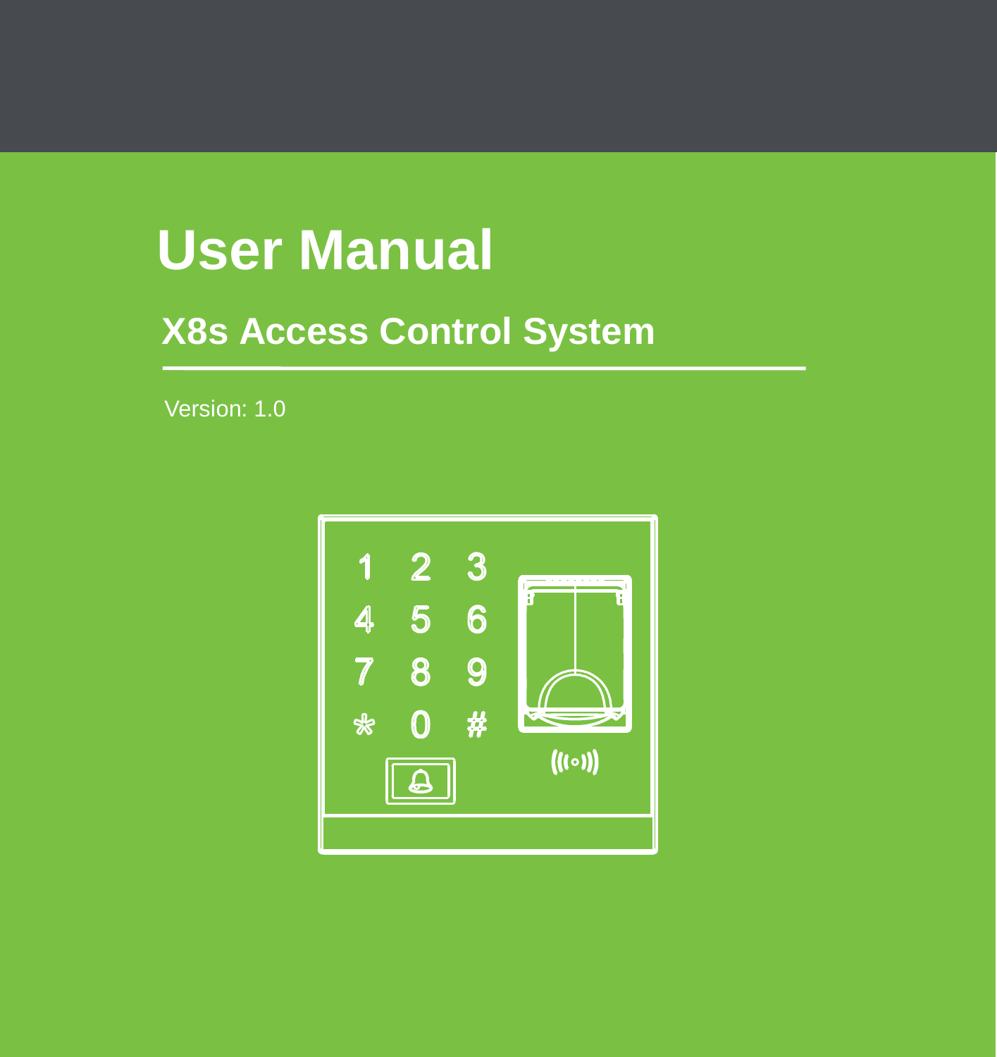# User Manual

## X8s Access Control System

Version: 1.0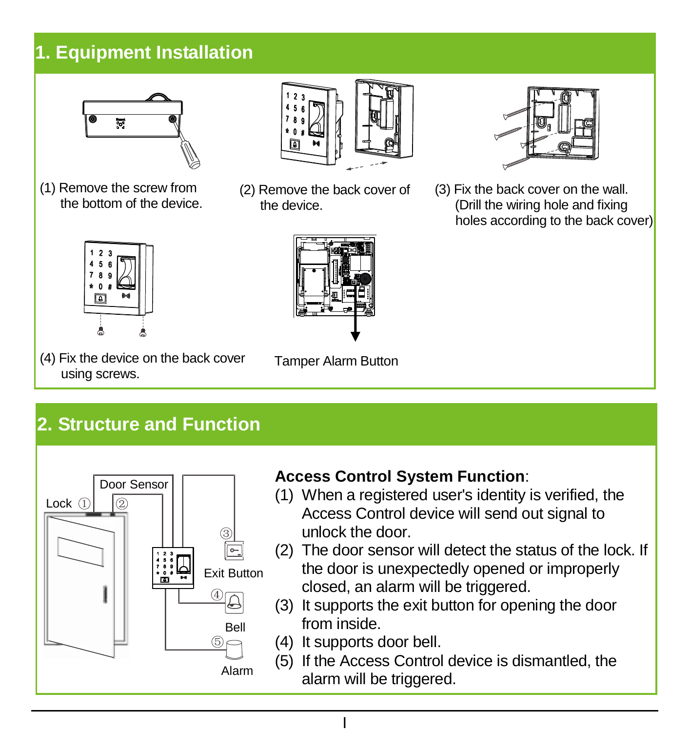## 1. Equipment Installation

(1) Remove the screw from the bottom of the device.

(2) Remove the back cover of the device.

(3) Fix the back cover on the wall. (Drill the wiring hole and fixing holes according to the back cover)

(4) Fix the device on the back cover using screws.

Tamper Alarm Button

## 2. Structure and Function

Lock ①

Door Sensor ②

③ Exit Button

④ Bell

⑤ Alarm

**Access Control System Function**:

(1) When a registered user's identity is verified, the Access Control device will send out signal to unlock the door.

(2) The door sensor will detect the status of the lock. If the door is unexpectedly opened or improperly closed, an alarm will be triggered.

(3) It supports the exit button for opening the door from inside.

(4) It supports door bell.

(5) If the Access Control device is dismantled, the alarm will be triggered.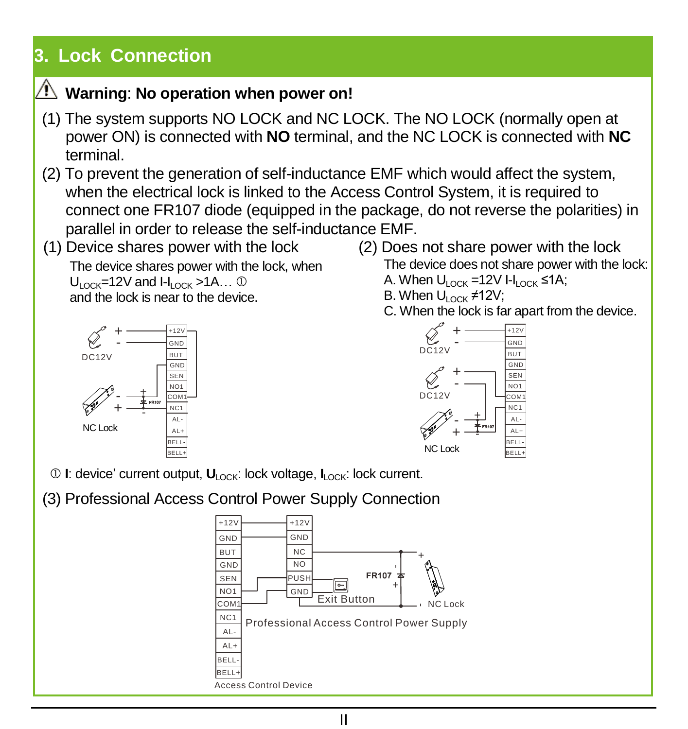## 3. Lock Connection

⚠ **Warning**: **No operation when power on!**

(1) The system supports NO LOCK and NC LOCK. The NO LOCK (normally open at power ON) is connected with **NO** terminal, and the NC LOCK is connected with **NC** terminal.

(2) To prevent the generation of self-inductance EMF which would affect the system, when the electrical lock is linked to the Access Control System, it is required to connect one FR107 diode (equipped in the package, do not reverse the polarities) in parallel in order to release the self-inductance EMF.

(1) Device shares power with the lock

The device shares power with the lock, when $U_{LOCK}$=12V and I-$I_{LOCK}$ >1A… ①
and the lock is near to the device.

(2) Does not share power with the lock

The device does not share power with the lock:
A. When $U_{LOCK}$ =12V I-$I_{LOCK}$ ≤1A;
B. When $U_{LOCK}$ ≠12V;
C. When the lock is far apart from the device.

① **I**: device' current output, $\mathbf{U}_{LOCK}$: lock voltage, $\mathbf{I}_{LOCK}$: lock current.

(3) Professional Access Control Power Supply Connection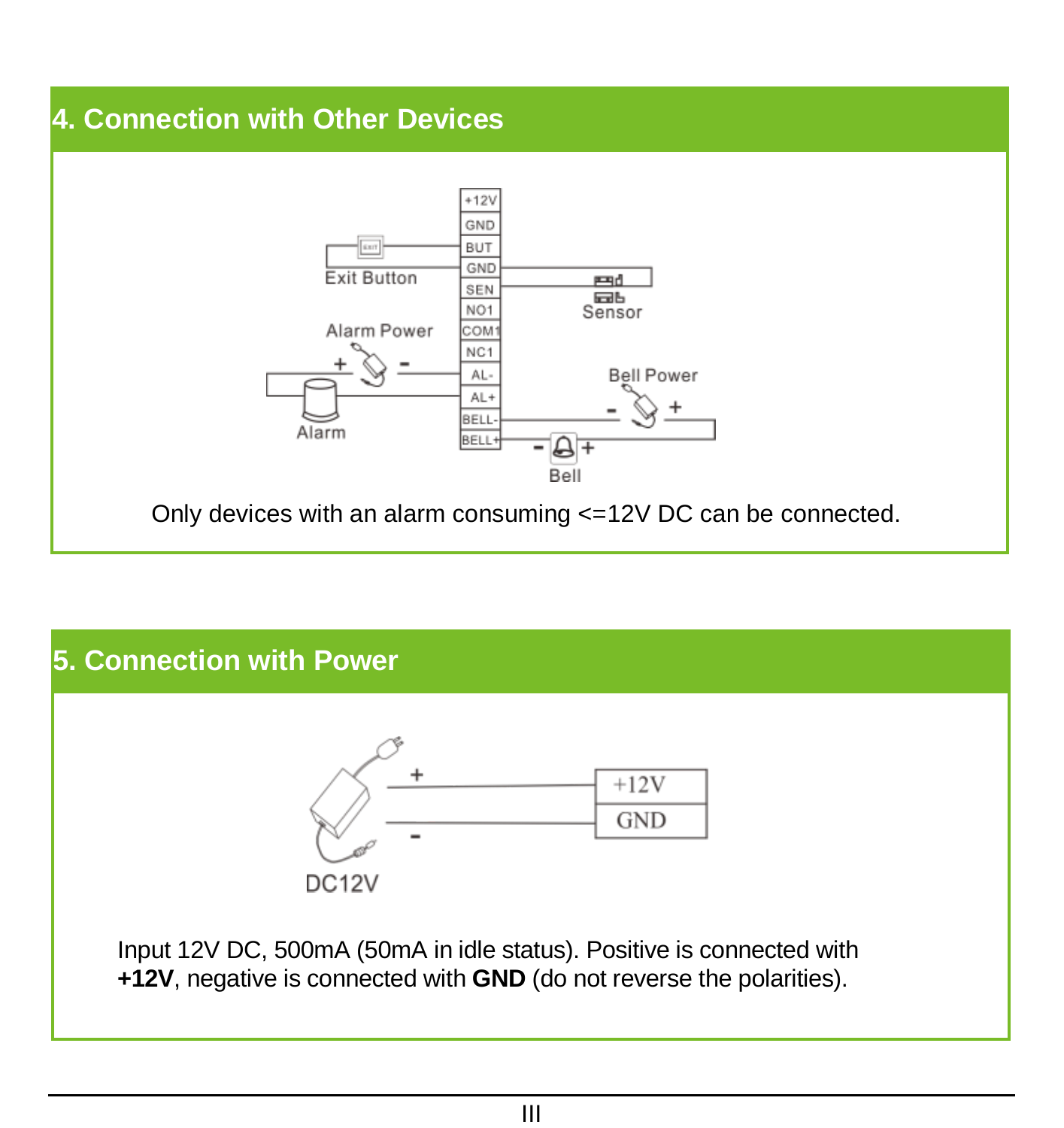## 4. Connection with Other Devices

Only devices with an alarm consuming <=12V DC can be connected.

## 5. Connection with Power

Input 12V DC, 500mA (50mA in idle status). Positive is connected with **+12V**, negative is connected with **GND** (do not reverse the polarities).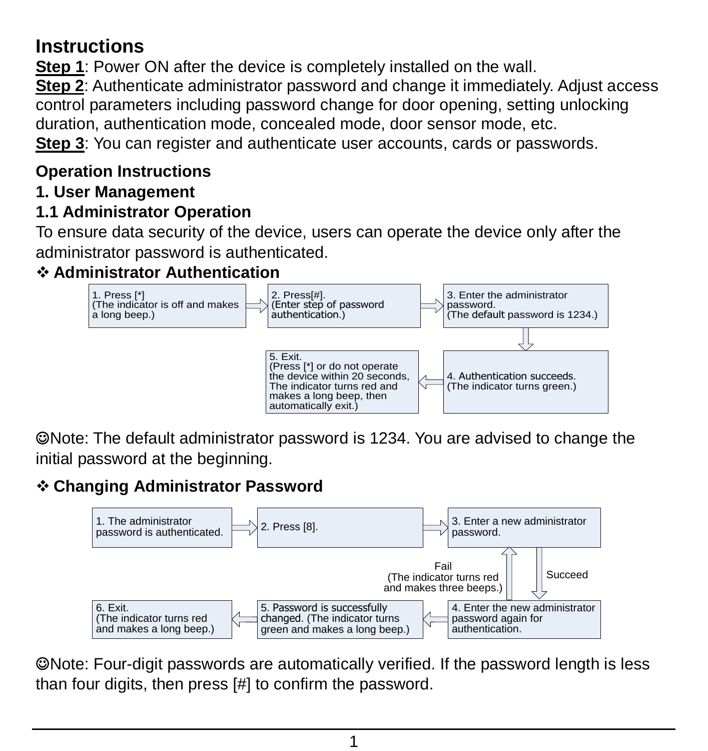## Instructions

**Step 1**: Power ON after the device is completely installed on the wall.

**Step 2**: Authenticate administrator password and change it immediately. Adjust access control parameters including password change for door opening, setting unlocking duration, authentication mode, concealed mode, door sensor mode, etc.

**Step 3**: You can register and authenticate user accounts, cards or passwords.

### Operation Instructions

### 1. User Management

### 1.1 Administrator Operation

To ensure data security of the device, users can operate the device only after the administrator password is authenticated.

❖ **Administrator Authentication**

1. Press [*] (The indicator is off and makes a long beep.)
2. Press[#]. (Enter step of password authentication.)
3. Enter the administrator password. (The default password is 1234.)
4. Authentication succeeds. (The indicator turns green.)
5. Exit. (Press [*] or do not operate the device within 20 seconds, The indicator turns red and makes a long beep, then automatically exit.)

☺Note: The default administrator password is 1234. You are advised to change the initial password at the beginning.

❖ **Changing Administrator Password**

1. The administrator password is authenticated.
2. Press [8].
3. Enter a new administrator password.
4. Enter the new administrator password again for authentication.
   - Succeed: go to step 5.
   - Fail (The indicator turns red and makes three beeps.): return to step 3.
5. Password is successfully changed. (The indicator turns green and makes a long beep.)
6. Exit. (The indicator turns red and makes a long beep.)

☺Note: Four-digit passwords are automatically verified. If the password length is less than four digits, then press [#] to confirm the password.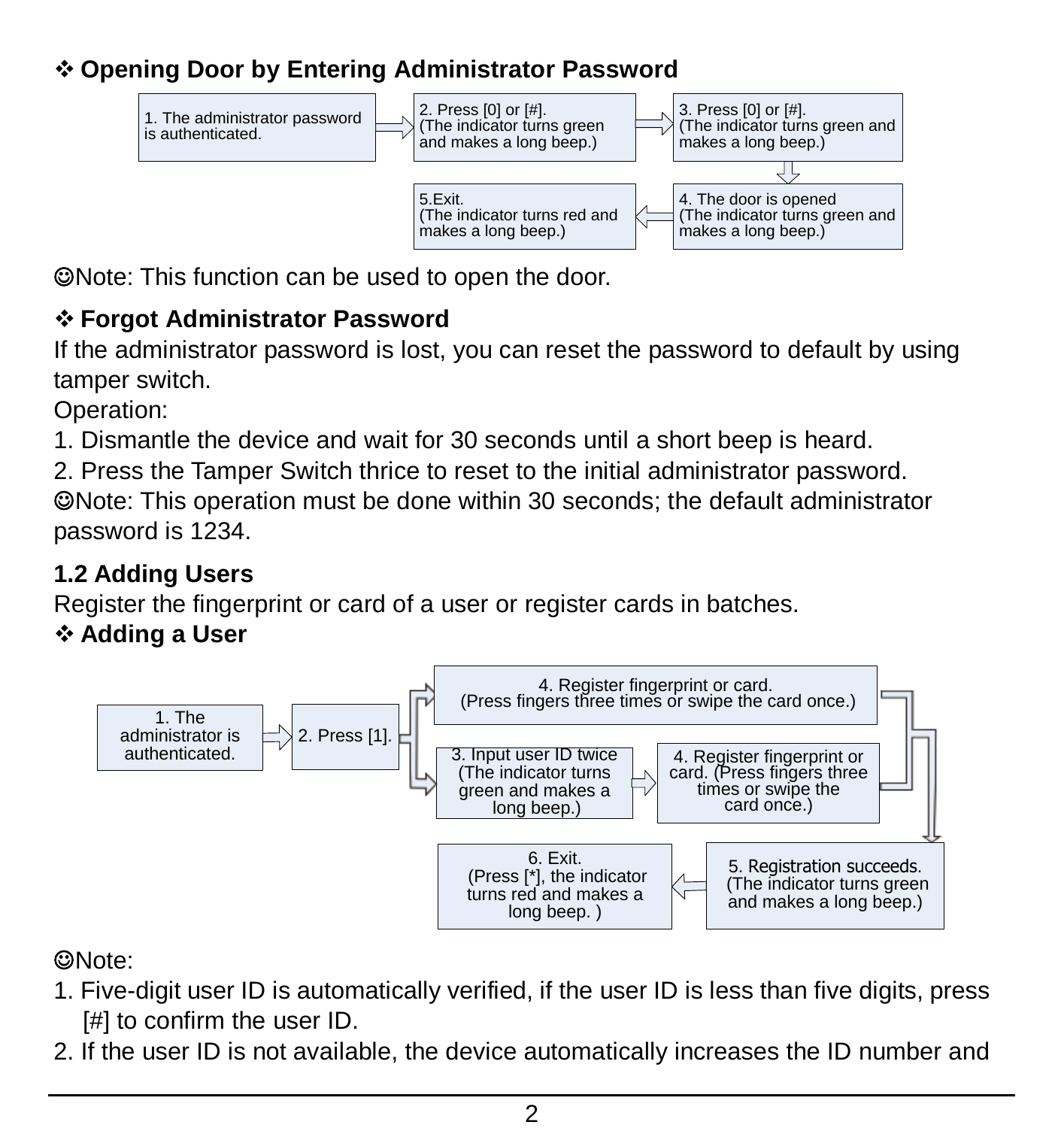❖ **Opening Door by Entering Administrator Password**

1. The administrator password is authenticated.
2. Press [0] or [#]. (The indicator turns green and makes a long beep.)
3. Press [0] or [#]. (The indicator turns green and makes a long beep.)
4. The door is opened (The indicator turns green and makes a long beep.)
5. Exit. (The indicator turns red and makes a long beep.)

☺Note: This function can be used to open the door.

❖ **Forgot Administrator Password**

If the administrator password is lost, you can reset the password to default by using tamper switch.

Operation:

1. Dismantle the device and wait for 30 seconds until a short beep is heard.
2. Press the Tamper Switch thrice to reset to the initial administrator password.

☺Note: This operation must be done within 30 seconds; the default administrator password is 1234.

## 1.2 Adding Users

Register the fingerprint or card of a user or register cards in batches.

❖ **Adding a User**

1. The administrator is authenticated.
2. Press [1].
3. Input user ID twice (The indicator turns green and makes a long beep.)
4. Register fingerprint or card. (Press fingers three times or swipe the card once.)
5. Registration succeeds. (The indicator turns green and makes a long beep.)
6. Exit. (Press [*], the indicator turns red and makes a long beep. )

(From step 2, you may skip step 3 and go directly to step 4. Register fingerprint or card. (Press fingers three times or swipe the card once.))

☺Note:

1. Five-digit user ID is automatically verified, if the user ID is less than five digits, press [#] to confirm the user ID.
2. If the user ID is not available, the device automatically increases the ID number and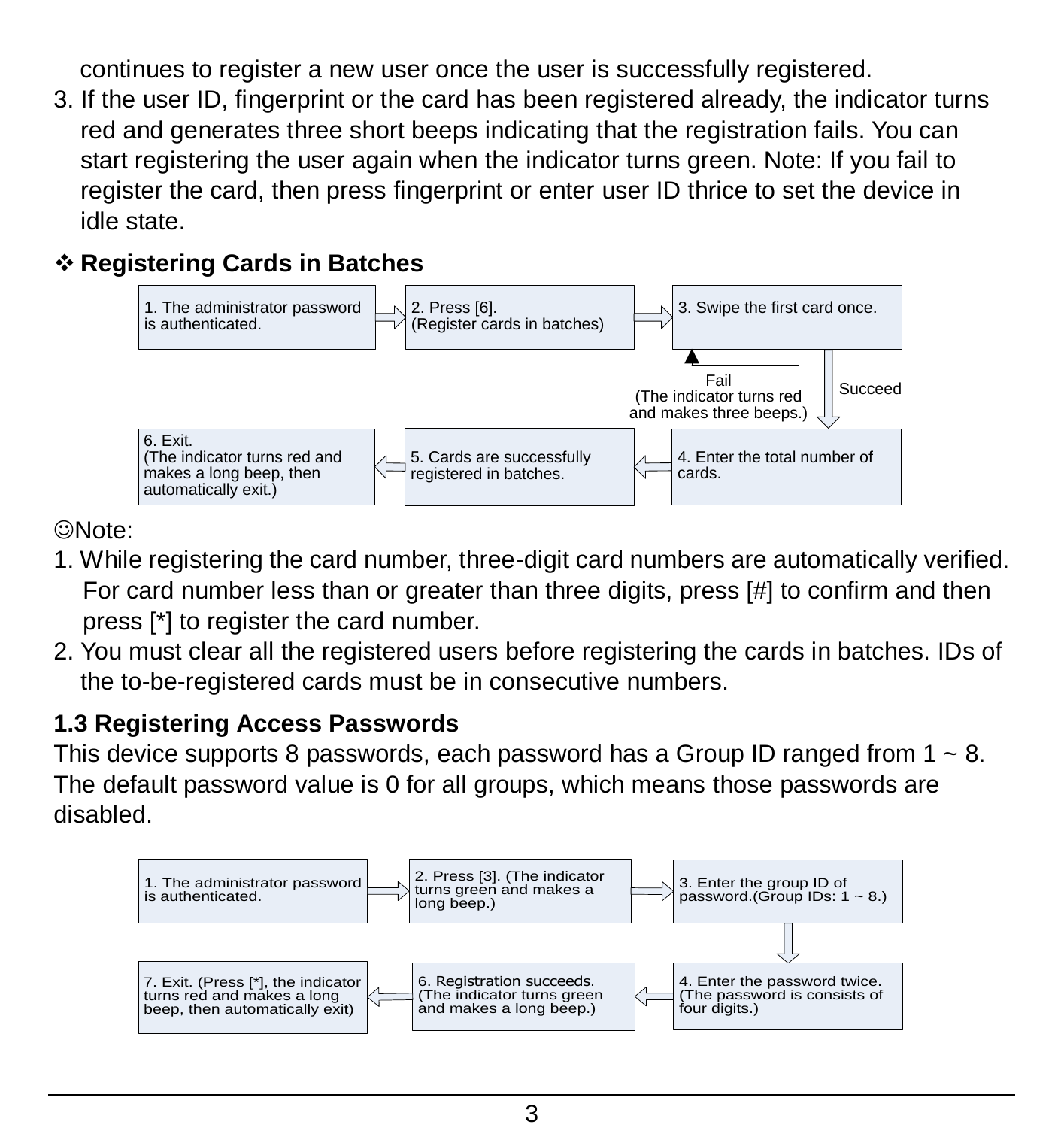continues to register a new user once the user is successfully registered.

3. If the user ID, fingerprint or the card has been registered already, the indicator turns red and generates three short beeps indicating that the registration fails. You can start registering the user again when the indicator turns green. Note: If you fail to register the card, then press fingerprint or enter user ID thrice to set the device in idle state.

### ❖ Registering Cards in Batches

1. The administrator password is authenticated. → 2. Press [6]. (Register cards in batches) → 3. Swipe the first card once.

- Fail (The indicator turns red and makes three beeps.) → back to 3.
- Succeed → 4. Enter the total number of cards.

4. Enter the total number of cards. → 5. Cards are successfully registered in batches. → 6. Exit. (The indicator turns red and makes a long beep, then automatically exit.)

☺Note:

1. While registering the card number, three-digit card numbers are automatically verified. For card number less than or greater than three digits, press [#] to confirm and then press [*] to register the card number.
2. You must clear all the registered users before registering the cards in batches. IDs of the to-be-registered cards must be in consecutive numbers.

## 1.3 Registering Access Passwords

This device supports 8 passwords, each password has a Group ID ranged from 1 ~ 8. The default password value is 0 for all groups, which means those passwords are disabled.

1. The administrator password is authenticated. → 2. Press [3]. (The indicator turns green and makes a long beep.) → 3. Enter the group ID of password.(Group IDs: 1 ~ 8.) → 4. Enter the password twice. (The password is consists of four digits.) → 6. Registration succeeds. (The indicator turns green and makes a long beep.) → 7. Exit. (Press [*], the indicator turns red and makes a long beep, then automatically exit)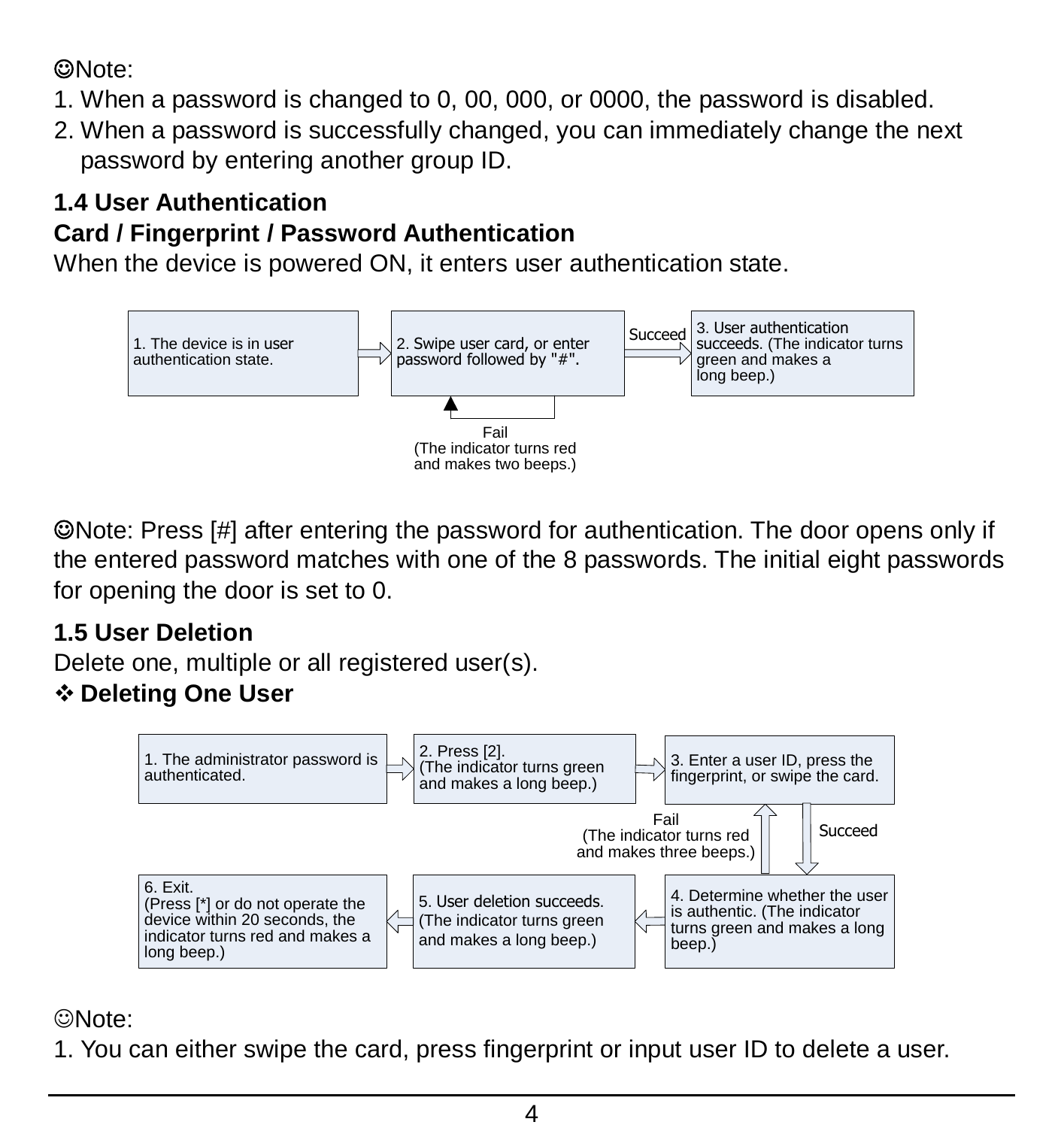☺Note:

1. When a password is changed to 0, 00, 000, or 0000, the password is disabled.
2. When a password is successfully changed, you can immediately change the next password by entering another group ID.

### 1.4 User Authentication

**Card / Fingerprint / Password Authentication**

When the device is powered ON, it enters user authentication state.

1. The device is in user authentication state.
2. Swipe user card, or enter password followed by "#".
   - Fail (The indicator turns red and makes two beeps.) → return to step 2
   - Succeed →
3. User authentication succeeds. (The indicator turns green and makes a long beep.)

☺Note: Press [#] after entering the password for authentication. The door opens only if the entered password matches with one of the 8 passwords. The initial eight passwords for opening the door is set to 0.

### 1.5 User Deletion

Delete one, multiple or all registered user(s).

❖ **Deleting One User**

1. The administrator password is authenticated.
2. Press [2]. (The indicator turns green and makes a long beep.)
3. Enter a user ID, press the fingerprint, or swipe the card.
   - Succeed →
4. Determine whether the user is authentic. (The indicator turns green and makes a long beep.)
   - Fail (The indicator turns red and makes three beeps.) → return to step 3
5. User deletion succeeds. (The indicator turns green and makes a long beep.)
6. Exit. (Press [*] or do not operate the device within 20 seconds, the indicator turns red and makes a long beep.)

☺Note:

1. You can either swipe the card, press fingerprint or input user ID to delete a user.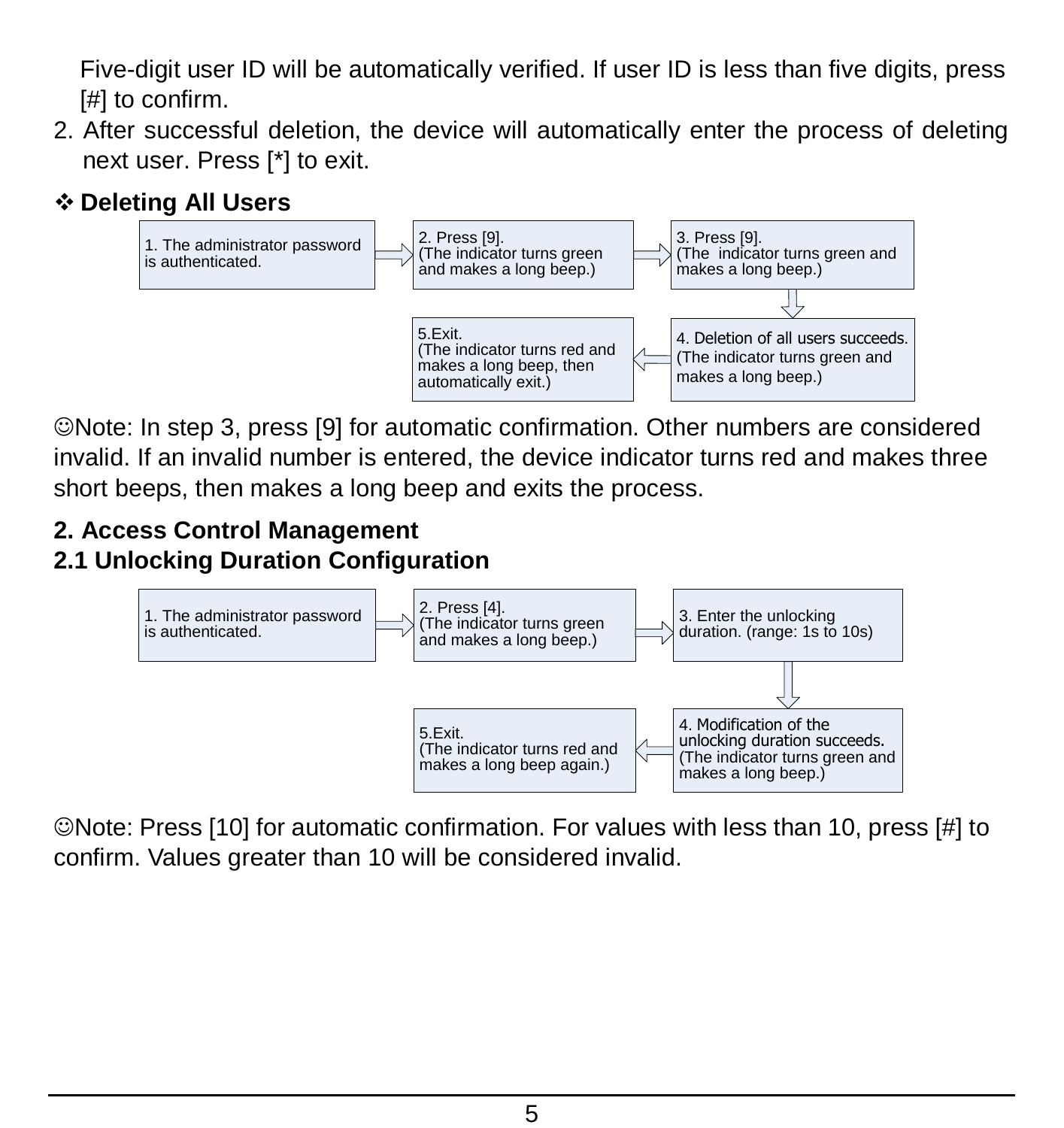Five-digit user ID will be automatically verified. If user ID is less than five digits, press [#] to confirm.

2. After successful deletion, the device will automatically enter the process of deleting next user. Press [*] to exit.

❖ **Deleting All Users**

1. The administrator password is authenticated.
2. Press [9]. (The indicator turns green and makes a long beep.)
3. Press [9]. (The indicator turns green and makes a long beep.)
4. Deletion of all users succeeds. (The indicator turns green and makes a long beep.)
5. Exit. (The indicator turns red and makes a long beep, then automatically exit.)

☺Note: In step 3, press [9] for automatic confirmation. Other numbers are considered invalid. If an invalid number is entered, the device indicator turns red and makes three short beeps, then makes a long beep and exits the process.

## 2. Access Control Management

### 2.1 Unlocking Duration Configuration

1. The administrator password is authenticated.
2. Press [4]. (The indicator turns green and makes a long beep.)
3. Enter the unlocking duration. (range: 1s to 10s)
4. Modification of the unlocking duration succeeds. (The indicator turns green and makes a long beep.)
5. Exit. (The indicator turns red and makes a long beep again.)

☺Note: Press [10] for automatic confirmation. For values with less than 10, press [#] to confirm. Values greater than 10 will be considered invalid.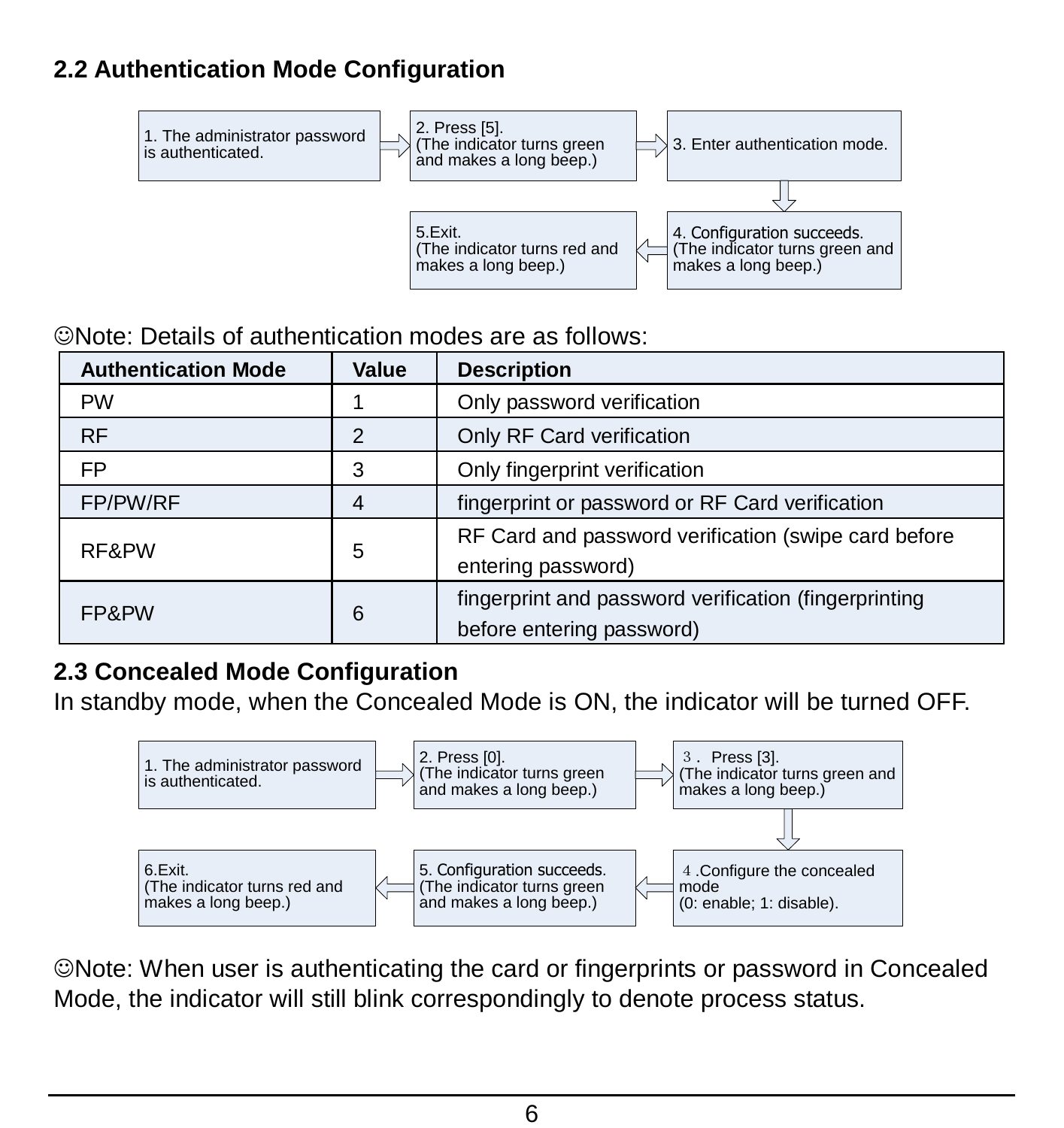## 2.2 Authentication Mode Configuration

1. The administrator password is authenticated.
2. Press [5]. (The indicator turns green and makes a long beep.)
3. Enter authentication mode.
4. Configuration succeeds. (The indicator turns green and makes a long beep.)
5. Exit. (The indicator turns red and makes a long beep.)

☺Note: Details of authentication modes are as follows:

| Authentication Mode | Value | Description |
|---|---|---|
| PW | 1 | Only password verification |
| RF | 2 | Only RF Card verification |
| FP | 3 | Only fingerprint verification |
| FP/PW/RF | 4 | fingerprint or password or RF Card verification |
| RF&PW | 5 | RF Card and password verification (swipe card before entering password) |
| FP&PW | 6 | fingerprint and password verification (fingerprinting before entering password) |

## 2.3 Concealed Mode Configuration

In standby mode, when the Concealed Mode is ON, the indicator will be turned OFF.

1. The administrator password is authenticated.
2. Press [0]. (The indicator turns green and makes a long beep.)
3. Press [3]. (The indicator turns green and makes a long beep.)
4. Configure the concealed mode (0: enable; 1: disable).
5. Configuration succeeds. (The indicator turns green and makes a long beep.)
6. Exit. (The indicator turns red and makes a long beep.)

☺Note: When user is authenticating the card or fingerprints or password in Concealed Mode, the indicator will still blink correspondingly to denote process status.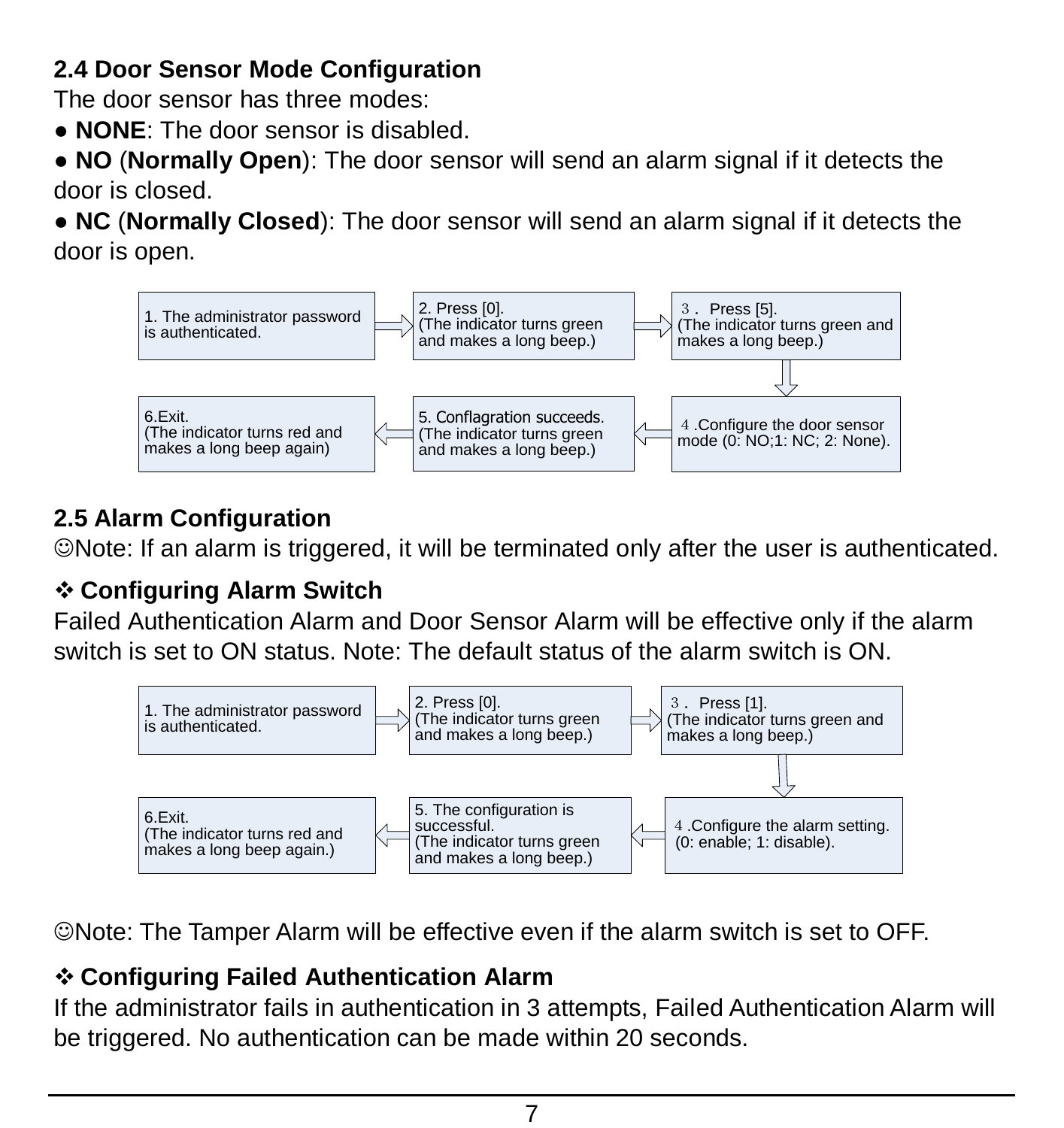### 2.4 Door Sensor Mode Configuration

The door sensor has three modes:

- **NONE**: The door sensor is disabled.
- **NO** (**Normally Open**): The door sensor will send an alarm signal if it detects the door is closed.
- **NC** (**Normally Closed**): The door sensor will send an alarm signal if it detects the door is open.

1. The administrator password is authenticated.
2. Press [0]. (The indicator turns green and makes a long beep.)
3. Press [5]. (The indicator turns green and makes a long beep.)
4. Configure the door sensor mode (0: NO;1: NC; 2: None).
5. Conflagration succeeds. (The indicator turns green and makes a long beep.)
6. Exit. (The indicator turns red and makes a long beep again)

### 2.5 Alarm Configuration

☺Note: If an alarm is triggered, it will be terminated only after the user is authenticated.

#### ❖ Configuring Alarm Switch

Failed Authentication Alarm and Door Sensor Alarm will be effective only if the alarm switch is set to ON status. Note: The default status of the alarm switch is ON.

1. The administrator password is authenticated.
2. Press [0]. (The indicator turns green and makes a long beep.)
3. Press [1]. (The indicator turns green and makes a long beep.)
4. Configure the alarm setting. (0: enable; 1: disable).
5. The configuration is successful. (The indicator turns green and makes a long beep.)
6. Exit. (The indicator turns red and makes a long beep again.)

☺Note: The Tamper Alarm will be effective even if the alarm switch is set to OFF.

#### ❖ Configuring Failed Authentication Alarm

If the administrator fails in authentication in 3 attempts, Failed Authentication Alarm will be triggered. No authentication can be made within 20 seconds.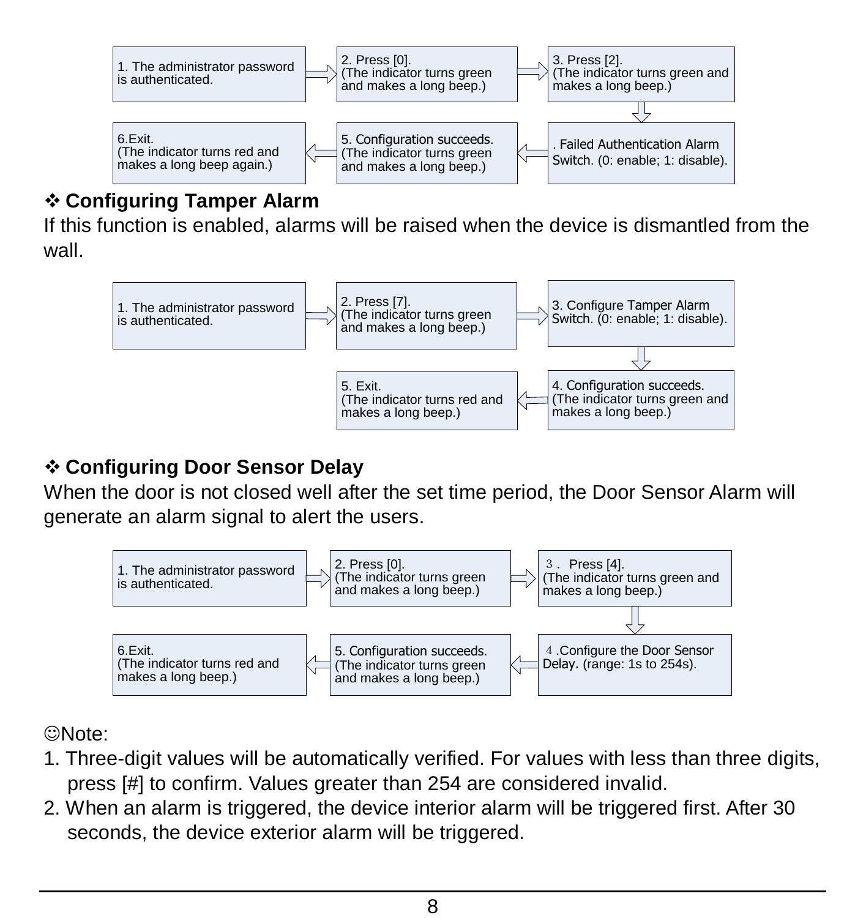1. The administrator password is authenticated. → 2. Press [0]. (The indicator turns green and makes a long beep.) → 3. Press [2]. (The indicator turns green and makes a long beep.) → . Failed Authentication Alarm Switch. (0: enable; 1: disable). → 5. Configuration succeeds. (The indicator turns green and makes a long beep.) → 6.Exit. (The indicator turns red and makes a long beep again.)

### ❖ Configuring Tamper Alarm

If this function is enabled, alarms will be raised when the device is dismantled from the wall.

1. The administrator password is authenticated. → 2. Press [7]. (The indicator turns green and makes a long beep.) → 3. Configure Tamper Alarm Switch. (0: enable; 1: disable). → 4. Configuration succeeds. (The indicator turns green and makes a long beep.) → 5. Exit. (The indicator turns red and makes a long beep.)

### ❖ Configuring Door Sensor Delay

When the door is not closed well after the set time period, the Door Sensor Alarm will generate an alarm signal to alert the users.

1. The administrator password is authenticated. → 2. Press [0]. (The indicator turns green and makes a long beep.) → 3. Press [4]. (The indicator turns green and makes a long beep.) → 4.Configure the Door Sensor Delay. (range: 1s to 254s). → 5. Configuration succeeds. (The indicator turns green and makes a long beep.) → 6.Exit. (The indicator turns red and makes a long beep.)

☺Note:

1. Three-digit values will be automatically verified. For values with less than three digits, press [#] to confirm. Values greater than 254 are considered invalid.
2. When an alarm is triggered, the device interior alarm will be triggered first. After 30 seconds, the device exterior alarm will be triggered.